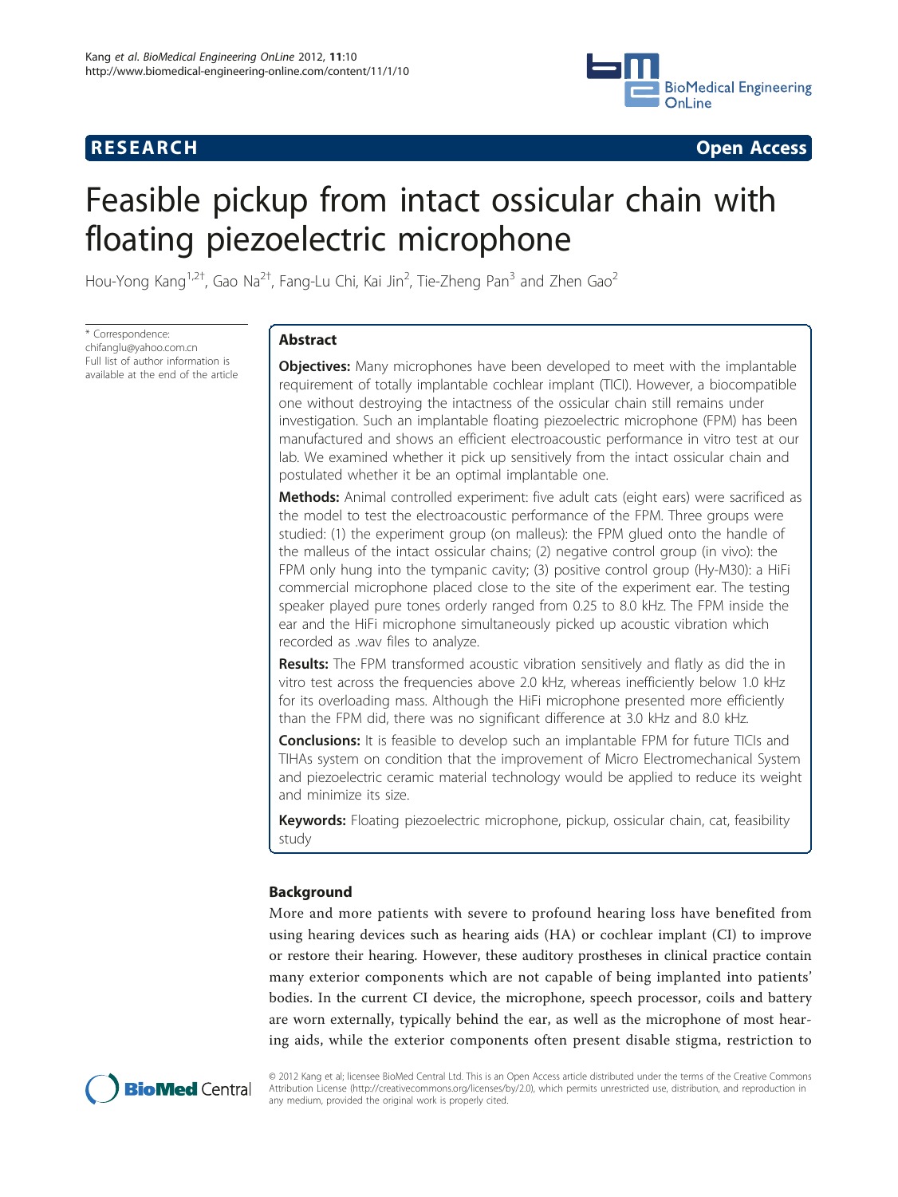RESEARCH Open Access

# Feasible pickup from intact ossicular chain with floating piezoelectric microphone

Hou-Yong Kang[1,2†], Gao Na[2†], Fang-Lu Chi, Kai Jin[2], Tie-Zheng Pan[3] and Zhen Gao[2]

\* Correspondence: chifanglu@yahoo.com.cn
Full list of author information is available at the end of the article

## Abstract

**Objectives:** Many microphones have been developed to meet with the implantable requirement of totally implantable cochlear implant (TICI). However, a biocompatible one without destroying the intactness of the ossicular chain still remains under investigation. Such an implantable floating piezoelectric microphone (FPM) has been manufactured and shows an efficient electroacoustic performance in vitro test at our lab. We examined whether it pick up sensitively from the intact ossicular chain and postulated whether it be an optimal implantable one.

**Methods:** Animal controlled experiment: five adult cats (eight ears) were sacrificed as the model to test the electroacoustic performance of the FPM. Three groups were studied: (1) the experiment group (on malleus): the FPM glued onto the handle of the malleus of the intact ossicular chains; (2) negative control group (in vivo): the FPM only hung into the tympanic cavity; (3) positive control group (Hy-M30): a HiFi commercial microphone placed close to the site of the experiment ear. The testing speaker played pure tones orderly ranged from 0.25 to 8.0 kHz. The FPM inside the ear and the HiFi microphone simultaneously picked up acoustic vibration which recorded as .wav files to analyze.

**Results:** The FPM transformed acoustic vibration sensitively and flatly as did the in vitro test across the frequencies above 2.0 kHz, whereas inefficiently below 1.0 kHz for its overloading mass. Although the HiFi microphone presented more efficiently than the FPM did, there was no significant difference at 3.0 kHz and 8.0 kHz.

**Conclusions:** It is feasible to develop such an implantable FPM for future TICIs and TIHAs system on condition that the improvement of Micro Electromechanical System and piezoelectric ceramic material technology would be applied to reduce its weight and minimize its size.

**Keywords:** Floating piezoelectric microphone, pickup, ossicular chain, cat, feasibility study

## Background

More and more patients with severe to profound hearing loss have benefited from using hearing devices such as hearing aids (HA) or cochlear implant (CI) to improve or restore their hearing. However, these auditory prostheses in clinical practice contain many exterior components which are not capable of being implanted into patients' bodies. In the current CI device, the microphone, speech processor, coils and battery are worn externally, typically behind the ear, as well as the microphone of most hearing aids, while the exterior components often present disable stigma, restriction to

© 2012 Kang et al; licensee BioMed Central Ltd. This is an Open Access article distributed under the terms of the Creative Commons Attribution License (http://creativecommons.org/licenses/by/2.0), which permits unrestricted use, distribution, and reproduction in any medium, provided the original work is properly cited.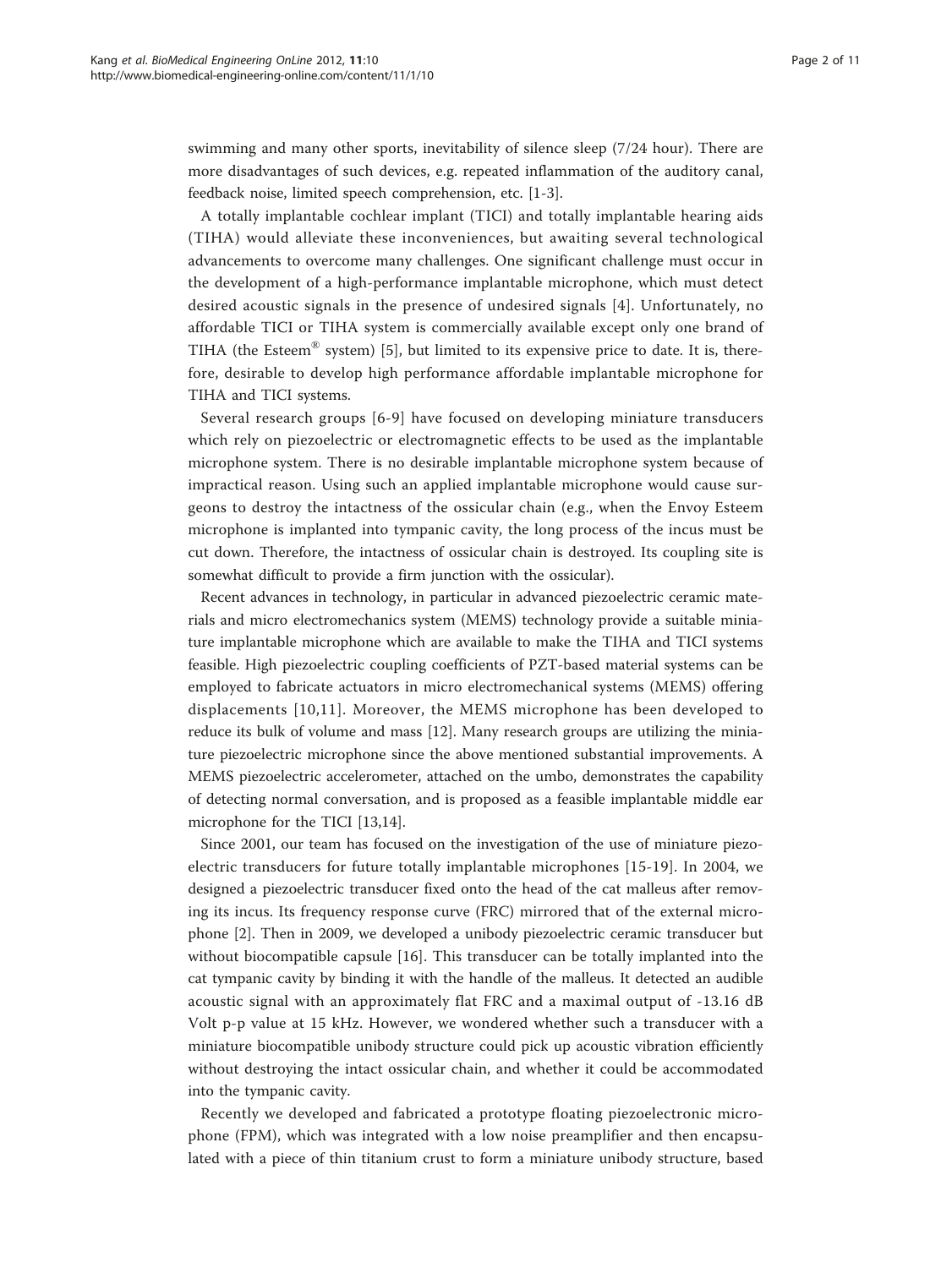swimming and many other sports, inevitability of silence sleep (7/24 hour). There are more disadvantages of such devices, e.g. repeated inflammation of the auditory canal, feedback noise, limited speech comprehension, etc. [1-3].

A totally implantable cochlear implant (TICI) and totally implantable hearing aids (TIHA) would alleviate these inconveniences, but awaiting several technological advancements to overcome many challenges. One significant challenge must occur in the development of a high-performance implantable microphone, which must detect desired acoustic signals in the presence of undesired signals [4]. Unfortunately, no affordable TICI or TIHA system is commercially available except only one brand of TIHA (the Esteem® system) [5], but limited to its expensive price to date. It is, therefore, desirable to develop high performance affordable implantable microphone for TIHA and TICI systems.

Several research groups [6-9] have focused on developing miniature transducers which rely on piezoelectric or electromagnetic effects to be used as the implantable microphone system. There is no desirable implantable microphone system because of impractical reason. Using such an applied implantable microphone would cause surgeons to destroy the intactness of the ossicular chain (e.g., when the Envoy Esteem microphone is implanted into tympanic cavity, the long process of the incus must be cut down. Therefore, the intactness of ossicular chain is destroyed. Its coupling site is somewhat difficult to provide a firm junction with the ossicular).

Recent advances in technology, in particular in advanced piezoelectric ceramic materials and micro electromechanics system (MEMS) technology provide a suitable miniature implantable microphone which are available to make the TIHA and TICI systems feasible. High piezoelectric coupling coefficients of PZT-based material systems can be employed to fabricate actuators in micro electromechanical systems (MEMS) offering displacements [10,11]. Moreover, the MEMS microphone has been developed to reduce its bulk of volume and mass [12]. Many research groups are utilizing the miniature piezoelectric microphone since the above mentioned substantial improvements. A MEMS piezoelectric accelerometer, attached on the umbo, demonstrates the capability of detecting normal conversation, and is proposed as a feasible implantable middle ear microphone for the TICI [13,14].

Since 2001, our team has focused on the investigation of the use of miniature piezoelectric transducers for future totally implantable microphones [15-19]. In 2004, we designed a piezoelectric transducer fixed onto the head of the cat malleus after removing its incus. Its frequency response curve (FRC) mirrored that of the external microphone [2]. Then in 2009, we developed a unibody piezoelectric ceramic transducer but without biocompatible capsule [16]. This transducer can be totally implanted into the cat tympanic cavity by binding it with the handle of the malleus. It detected an audible acoustic signal with an approximately flat FRC and a maximal output of -13.16 dB Volt p-p value at 15 kHz. However, we wondered whether such a transducer with a miniature biocompatible unibody structure could pick up acoustic vibration efficiently without destroying the intact ossicular chain, and whether it could be accommodated into the tympanic cavity.

Recently we developed and fabricated a prototype floating piezoelectronic microphone (FPM), which was integrated with a low noise preamplifier and then encapsulated with a piece of thin titanium crust to form a miniature unibody structure, based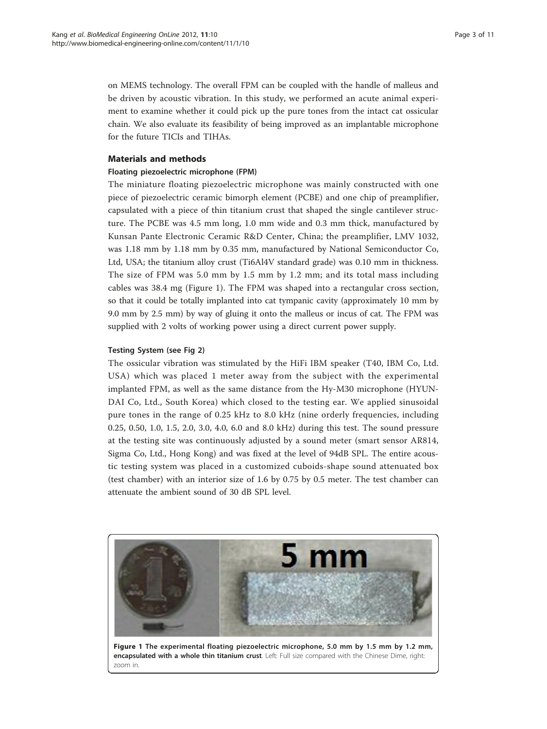on MEMS technology. The overall FPM can be coupled with the handle of malleus and be driven by acoustic vibration. In this study, we performed an acute animal experiment to examine whether it could pick up the pure tones from the intact cat ossicular chain. We also evaluate its feasibility of being improved as an implantable microphone for the future TICIs and TIHAs.

## Materials and methods

### Floating piezoelectric microphone (FPM)

The miniature floating piezoelectric microphone was mainly constructed with one piece of piezoelectric ceramic bimorph element (PCBE) and one chip of preamplifier, capsulated with a piece of thin titanium crust that shaped the single cantilever structure. The PCBE was 4.5 mm long, 1.0 mm wide and 0.3 mm thick, manufactured by Kunsan Pante Electronic Ceramic R&D Center, China; the preamplifier, LMV 1032, was 1.18 mm by 1.18 mm by 0.35 mm, manufactured by National Semiconductor Co, Ltd, USA; the titanium alloy crust (Ti6Al4V standard grade) was 0.10 mm in thickness. The size of FPM was 5.0 mm by 1.5 mm by 1.2 mm; and its total mass including cables was 38.4 mg (Figure 1). The FPM was shaped into a rectangular cross section, so that it could be totally implanted into cat tympanic cavity (approximately 10 mm by 9.0 mm by 2.5 mm) by way of gluing it onto the malleus or incus of cat. The FPM was supplied with 2 volts of working power using a direct current power supply.

### Testing System (see Fig 2)

The ossicular vibration was stimulated by the HiFi IBM speaker (T40, IBM Co, Ltd. USA) which was placed 1 meter away from the subject with the experimental implanted FPM, as well as the same distance from the Hy-M30 microphone (HYUN-DAI Co, Ltd., South Korea) which closed to the testing ear. We applied sinusoidal pure tones in the range of 0.25 kHz to 8.0 kHz (nine orderly frequencies, including 0.25, 0.50, 1.0, 1.5, 2.0, 3.0, 4.0, 6.0 and 8.0 kHz) during this test. The sound pressure at the testing site was continuously adjusted by a sound meter (smart sensor AR814, Sigma Co, Ltd., Hong Kong) and was fixed at the level of 94dB SPL. The entire acoustic testing system was placed in a customized cuboids-shape sound attenuated box (test chamber) with an interior size of 1.6 by 0.75 by 0.5 meter. The test chamber can attenuate the ambient sound of 30 dB SPL level.

**Figure 1 The experimental floating piezoelectric microphone, 5.0 mm by 1.5 mm by 1.2 mm, encapsulated with a whole thin titanium crust**. Left: Full size compared with the Chinese Dime, right: zoom in.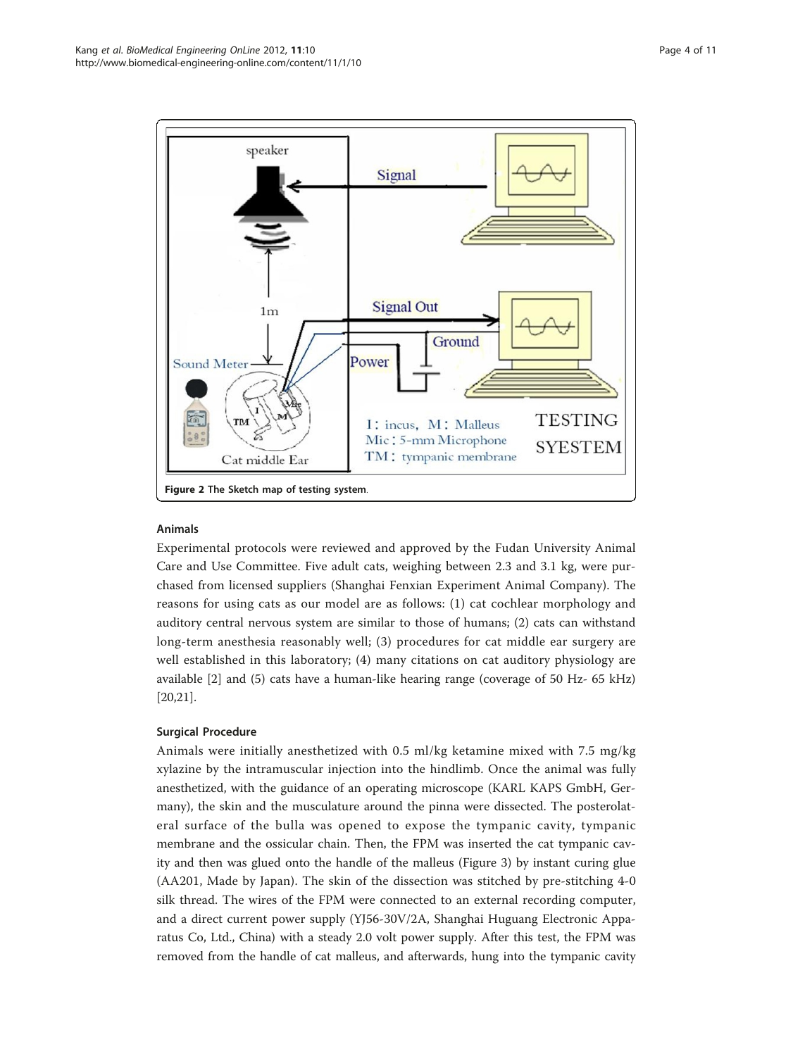Figure 2 The Sketch map of testing system.

### Animals

Experimental protocols were reviewed and approved by the Fudan University Animal Care and Use Committee. Five adult cats, weighing between 2.3 and 3.1 kg, were purchased from licensed suppliers (Shanghai Fenxian Experiment Animal Company). The reasons for using cats as our model are as follows: (1) cat cochlear morphology and auditory central nervous system are similar to those of humans; (2) cats can withstand long-term anesthesia reasonably well; (3) procedures for cat middle ear surgery are well established in this laboratory; (4) many citations on cat auditory physiology are available [2] and (5) cats have a human-like hearing range (coverage of 50 Hz- 65 kHz) [20,21].

### Surgical Procedure

Animals were initially anesthetized with 0.5 ml/kg ketamine mixed with 7.5 mg/kg xylazine by the intramuscular injection into the hindlimb. Once the animal was fully anesthetized, with the guidance of an operating microscope (KARL KAPS GmbH, Germany), the skin and the musculature around the pinna were dissected. The posterolateral surface of the bulla was opened to expose the tympanic cavity, tympanic membrane and the ossicular chain. Then, the FPM was inserted the cat tympanic cavity and then was glued onto the handle of the malleus (Figure 3) by instant curing glue (AA201, Made by Japan). The skin of the dissection was stitched by pre-stitching 4-0 silk thread. The wires of the FPM were connected to an external recording computer, and a direct current power supply (YJ56-30V/2A, Shanghai Huguang Electronic Apparatus Co, Ltd., China) with a steady 2.0 volt power supply. After this test, the FPM was removed from the handle of cat malleus, and afterwards, hung into the tympanic cavity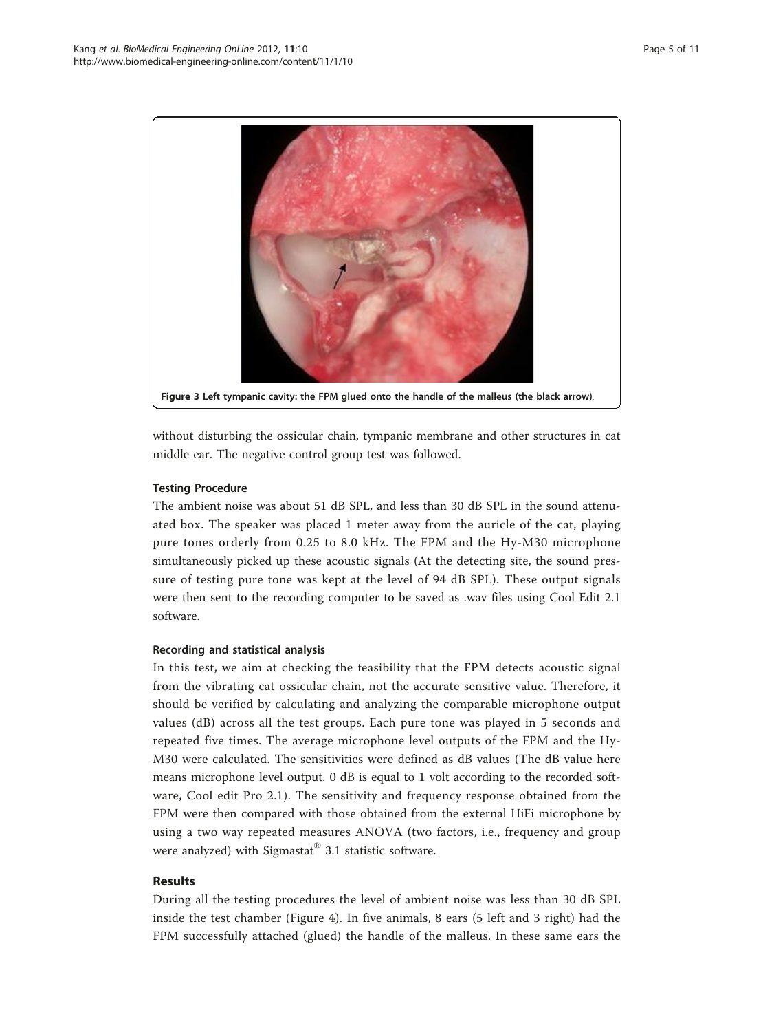Figure 3 Left tympanic cavity: the FPM glued onto the handle of the malleus (the black arrow).

without disturbing the ossicular chain, tympanic membrane and other structures in cat middle ear. The negative control group test was followed.

#### Testing Procedure

The ambient noise was about 51 dB SPL, and less than 30 dB SPL in the sound attenuated box. The speaker was placed 1 meter away from the auricle of the cat, playing pure tones orderly from 0.25 to 8.0 kHz. The FPM and the Hy-M30 microphone simultaneously picked up these acoustic signals (At the detecting site, the sound pressure of testing pure tone was kept at the level of 94 dB SPL). These output signals were then sent to the recording computer to be saved as .wav files using Cool Edit 2.1 software.

#### Recording and statistical analysis

In this test, we aim at checking the feasibility that the FPM detects acoustic signal from the vibrating cat ossicular chain, not the accurate sensitive value. Therefore, it should be verified by calculating and analyzing the comparable microphone output values (dB) across all the test groups. Each pure tone was played in 5 seconds and repeated five times. The average microphone level outputs of the FPM and the Hy-M30 were calculated. The sensitivities were defined as dB values (The dB value here means microphone level output. 0 dB is equal to 1 volt according to the recorded software, Cool edit Pro 2.1). The sensitivity and frequency response obtained from the FPM were then compared with those obtained from the external HiFi microphone by using a two way repeated measures ANOVA (two factors, i.e., frequency and group were analyzed) with Sigmastat® 3.1 statistic software.

## Results

During all the testing procedures the level of ambient noise was less than 30 dB SPL inside the test chamber (Figure 4). In five animals, 8 ears (5 left and 3 right) had the FPM successfully attached (glued) the handle of the malleus. In these same ears the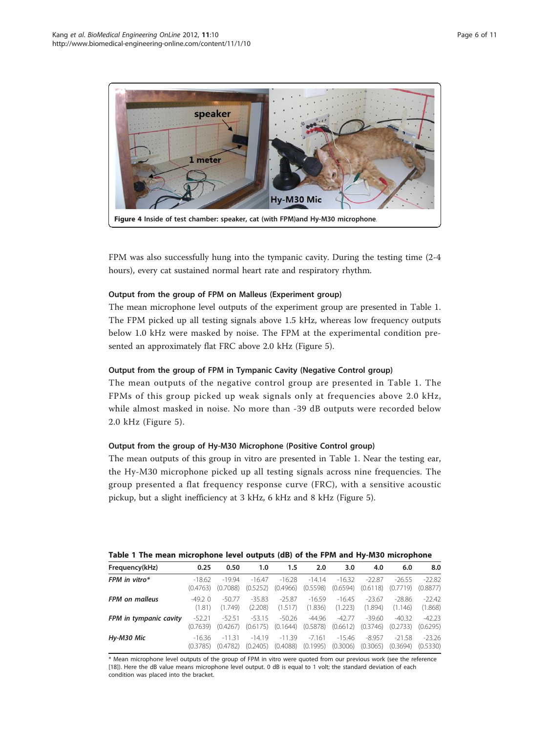Figure 4 Inside of test chamber: speaker, cat (with FPM)and Hy-M30 microphone.

FPM was also successfully hung into the tympanic cavity. During the testing time (2-4 hours), every cat sustained normal heart rate and respiratory rhythm.

### Output from the group of FPM on Malleus (Experiment group)

The mean microphone level outputs of the experiment group are presented in Table 1. The FPM picked up all testing signals above 1.5 kHz, whereas low frequency outputs below 1.0 kHz were masked by noise. The FPM at the experimental condition presented an approximately flat FRC above 2.0 kHz (Figure 5).

### Output from the group of FPM in Tympanic Cavity (Negative Control group)

The mean outputs of the negative control group are presented in Table 1. The FPMs of this group picked up weak signals only at frequencies above 2.0 kHz, while almost masked in noise. No more than -39 dB outputs were recorded below 2.0 kHz (Figure 5).

### Output from the group of Hy-M30 Microphone (Positive Control group)

The mean outputs of this group in vitro are presented in Table 1. Near the testing ear, the Hy-M30 microphone picked up all testing signals across nine frequencies. The group presented a flat frequency response curve (FRC), with a sensitive acoustic pickup, but a slight inefficiency at 3 kHz, 6 kHz and 8 kHz (Figure 5).

**Table 1 The mean microphone level outputs (dB) of the FPM and Hy-M30 microphone**

| Frequency(kHz) | 0.25 | 0.50 | 1.0 | 1.5 | 2.0 | 3.0 | 4.0 | 6.0 | 8.0 |
|---|---|---|---|---|---|---|---|---|---|
| *FPM in vitro** | -18.62 (0.4763) | -19.94 (0.7088) | -16.47 (0.5252) | -16.28 (0.4966) | -14.14 (0.5598) | -16.32 (0.6594) | -22.87 (0.6118) | -26.55 (0.7719) | -22.82 (0.8877) |
| *FPM on malleus* | -49.2 0 (1.81) | -50.77 (1.749) | -35.83 (2.208) | -25.87 (1.517) | -16.59 (1.836) | -16.45 (1.223) | -23.67 (1.894) | -28.86 (1.146) | -22.42 (1.868) |
| *FPM in tympanic cavity* | -52.21 (0.7639) | -52.51 (0.4267) | -53.15 (0.6175) | -50.26 (0.1644) | -44.96 (0.5878) | -42.77 (0.6612) | -39.60 (0.3746) | -40.32 (0.2733) | -42.23 (0.6295) |
| *Hy-M30 Mic* | -16.36 (0.3785) | -11.31 (0.4782) | -14.19 (0.2405) | -11.39 (0.4088) | -7.161 (0.1995) | -15.46 (0.3006) | -8.957 (0.3065) | -21.58 (0.3694) | -23.26 (0.5330) |

* Mean microphone level outputs of the group of FPM in vitro were quoted from our previous work (see the reference [18]). Here the dB value means microphone level output. 0 dB is equal to 1 volt; the standard deviation of each condition was placed into the bracket.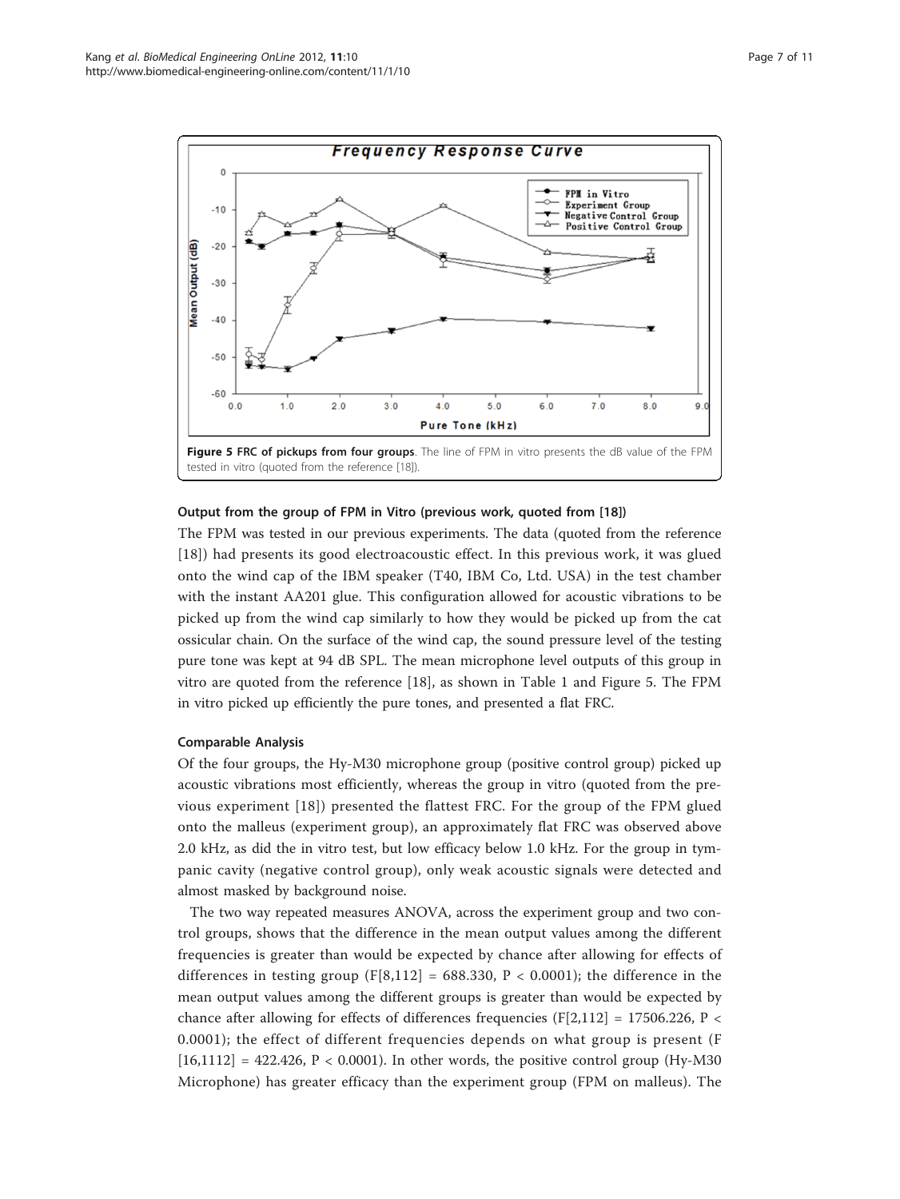Figure 5 FRC of pickups from four groups. The line of FPM in vitro presents the dB value of the FPM tested in vitro (quoted from the reference [18]).

### Output from the group of FPM in Vitro (previous work, quoted from [18])

The FPM was tested in our previous experiments. The data (quoted from the reference [18]) had presents its good electroacoustic effect. In this previous work, it was glued onto the wind cap of the IBM speaker (T40, IBM Co, Ltd. USA) in the test chamber with the instant AA201 glue. This configuration allowed for acoustic vibrations to be picked up from the wind cap similarly to how they would be picked up from the cat ossicular chain. On the surface of the wind cap, the sound pressure level of the testing pure tone was kept at 94 dB SPL. The mean microphone level outputs of this group in vitro are quoted from the reference [18], as shown in Table 1 and Figure 5. The FPM in vitro picked up efficiently the pure tones, and presented a flat FRC.

### Comparable Analysis

Of the four groups, the Hy-M30 microphone group (positive control group) picked up acoustic vibrations most efficiently, whereas the group in vitro (quoted from the previous experiment [18]) presented the flattest FRC. For the group of the FPM glued onto the malleus (experiment group), an approximately flat FRC was observed above 2.0 kHz, as did the in vitro test, but low efficacy below 1.0 kHz. For the group in tympanic cavity (negative control group), only weak acoustic signals were detected and almost masked by background noise.

The two way repeated measures ANOVA, across the experiment group and two control groups, shows that the difference in the mean output values among the different frequencies is greater than would be expected by chance after allowing for effects of differences in testing group ($F[8,112] = 688.330$, $P < 0.0001$); the difference in the mean output values among the different groups is greater than would be expected by chance after allowing for effects of differences frequencies ($F[2,112] = 17506.226$, $P < 0.0001$); the effect of different frequencies depends on what group is present ($F[16,1112] = 422.426$, $P < 0.0001$). In other words, the positive control group (Hy-M30 Microphone) has greater efficacy than the experiment group (FPM on malleus). The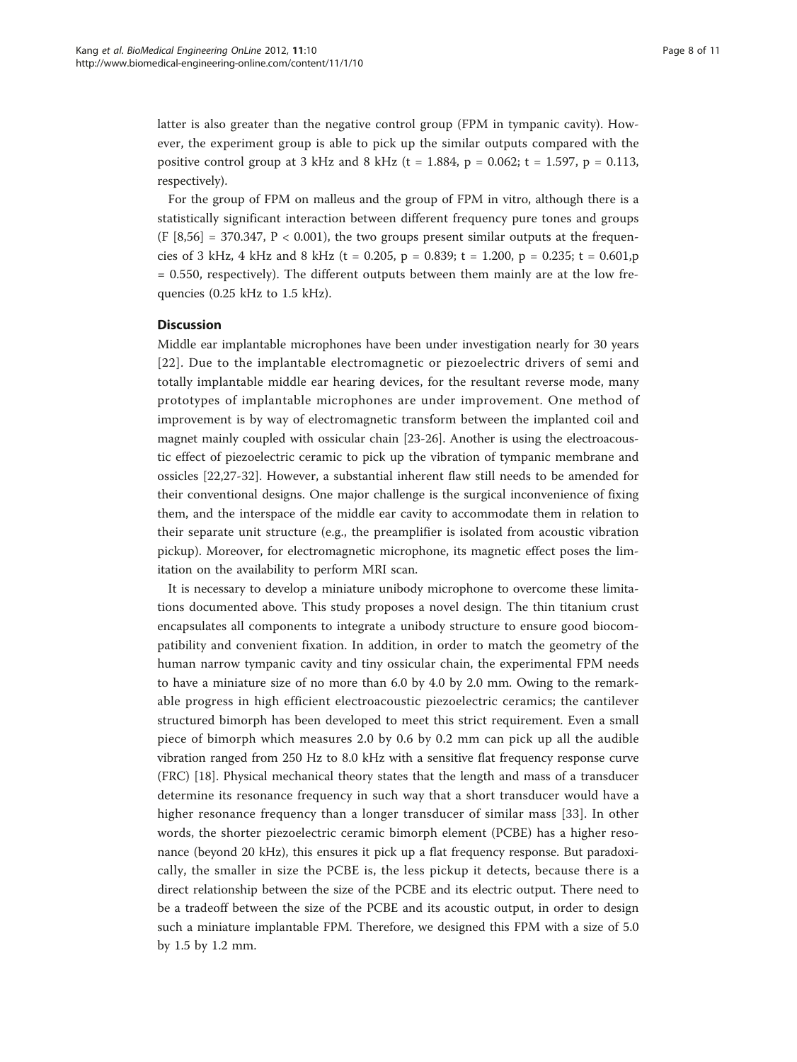latter is also greater than the negative control group (FPM in tympanic cavity). However, the experiment group is able to pick up the similar outputs compared with the positive control group at 3 kHz and 8 kHz ($t = 1.884$, $p = 0.062$; $t = 1.597$, $p = 0.113$, respectively).

For the group of FPM on malleus and the group of FPM in vitro, although there is a statistically significant interaction between different frequency pure tones and groups ($F [8,56] = 370.347$, $P < 0.001$), the two groups present similar outputs at the frequencies of 3 kHz, 4 kHz and 8 kHz ($t = 0.205$, $p = 0.839$; $t = 1.200$, $p = 0.235$; $t = 0.601$, $p = 0.550$, respectively). The different outputs between them mainly are at the low frequencies (0.25 kHz to 1.5 kHz).

## Discussion

Middle ear implantable microphones have been under investigation nearly for 30 years [22]. Due to the implantable electromagnetic or piezoelectric drivers of semi and totally implantable middle ear hearing devices, for the resultant reverse mode, many prototypes of implantable microphones are under improvement. One method of improvement is by way of electromagnetic transform between the implanted coil and magnet mainly coupled with ossicular chain [23-26]. Another is using the electroacoustic effect of piezoelectric ceramic to pick up the vibration of tympanic membrane and ossicles [22,27-32]. However, a substantial inherent flaw still needs to be amended for their conventional designs. One major challenge is the surgical inconvenience of fixing them, and the interspace of the middle ear cavity to accommodate them in relation to their separate unit structure (e.g., the preamplifier is isolated from acoustic vibration pickup). Moreover, for electromagnetic microphone, its magnetic effect poses the limitation on the availability to perform MRI scan.

It is necessary to develop a miniature unibody microphone to overcome these limitations documented above. This study proposes a novel design. The thin titanium crust encapsulates all components to integrate a unibody structure to ensure good biocompatibility and convenient fixation. In addition, in order to match the geometry of the human narrow tympanic cavity and tiny ossicular chain, the experimental FPM needs to have a miniature size of no more than 6.0 by 4.0 by 2.0 mm. Owing to the remarkable progress in high efficient electroacoustic piezoelectric ceramics; the cantilever structured bimorph has been developed to meet this strict requirement. Even a small piece of bimorph which measures 2.0 by 0.6 by 0.2 mm can pick up all the audible vibration ranged from 250 Hz to 8.0 kHz with a sensitive flat frequency response curve (FRC) [18]. Physical mechanical theory states that the length and mass of a transducer determine its resonance frequency in such way that a short transducer would have a higher resonance frequency than a longer transducer of similar mass [33]. In other words, the shorter piezoelectric ceramic bimorph element (PCBE) has a higher resonance (beyond 20 kHz), this ensures it pick up a flat frequency response. But paradoxically, the smaller in size the PCBE is, the less pickup it detects, because there is a direct relationship between the size of the PCBE and its electric output. There need to be a tradeoff between the size of the PCBE and its acoustic output, in order to design such a miniature implantable FPM. Therefore, we designed this FPM with a size of 5.0 by 1.5 by 1.2 mm.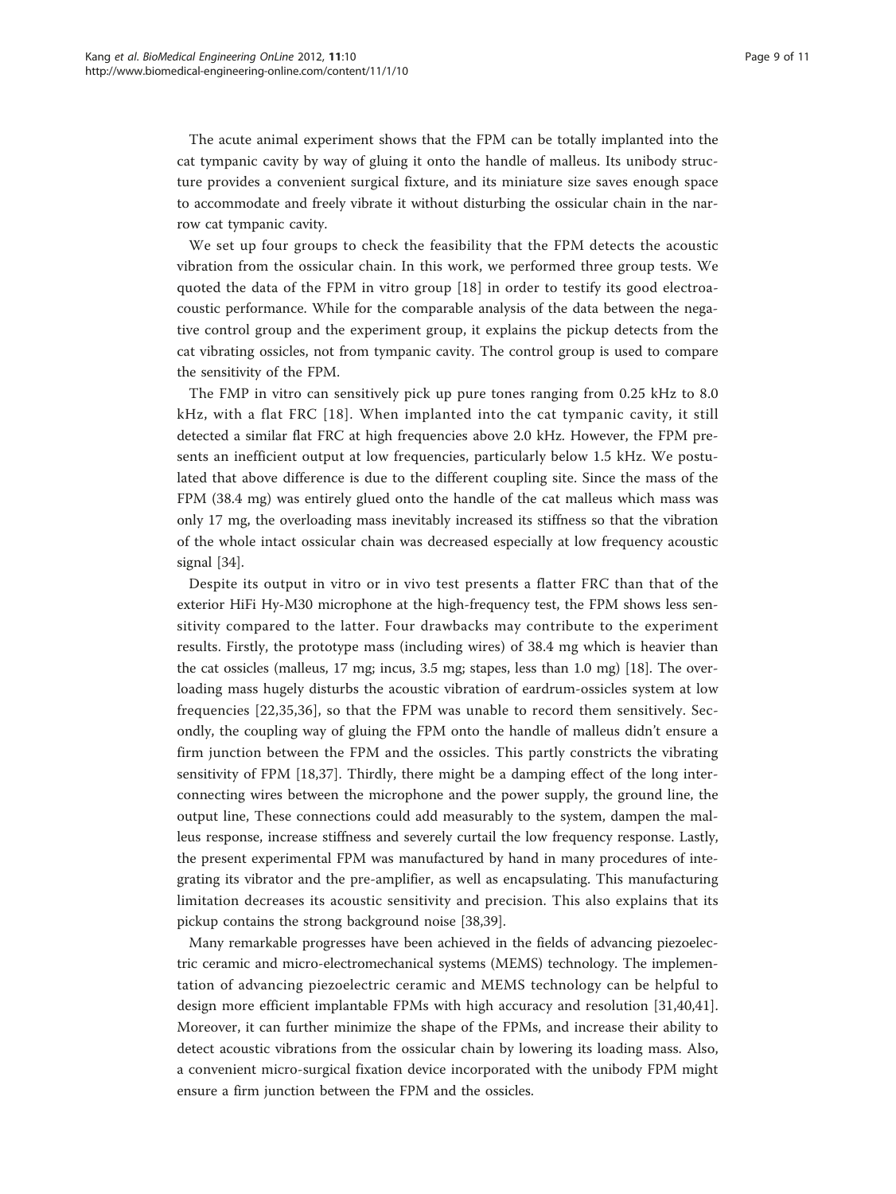The acute animal experiment shows that the FPM can be totally implanted into the cat tympanic cavity by way of gluing it onto the handle of malleus. Its unibody structure provides a convenient surgical fixture, and its miniature size saves enough space to accommodate and freely vibrate it without disturbing the ossicular chain in the narrow cat tympanic cavity.

We set up four groups to check the feasibility that the FPM detects the acoustic vibration from the ossicular chain. In this work, we performed three group tests. We quoted the data of the FPM in vitro group [18] in order to testify its good electroacoustic performance. While for the comparable analysis of the data between the negative control group and the experiment group, it explains the pickup detects from the cat vibrating ossicles, not from tympanic cavity. The control group is used to compare the sensitivity of the FPM.

The FMP in vitro can sensitively pick up pure tones ranging from 0.25 kHz to 8.0 kHz, with a flat FRC [18]. When implanted into the cat tympanic cavity, it still detected a similar flat FRC at high frequencies above 2.0 kHz. However, the FPM presents an inefficient output at low frequencies, particularly below 1.5 kHz. We postulated that above difference is due to the different coupling site. Since the mass of the FPM (38.4 mg) was entirely glued onto the handle of the cat malleus which mass was only 17 mg, the overloading mass inevitably increased its stiffness so that the vibration of the whole intact ossicular chain was decreased especially at low frequency acoustic signal [34].

Despite its output in vitro or in vivo test presents a flatter FRC than that of the exterior HiFi Hy-M30 microphone at the high-frequency test, the FPM shows less sensitivity compared to the latter. Four drawbacks may contribute to the experiment results. Firstly, the prototype mass (including wires) of 38.4 mg which is heavier than the cat ossicles (malleus, 17 mg; incus, 3.5 mg; stapes, less than 1.0 mg) [18]. The overloading mass hugely disturbs the acoustic vibration of eardrum-ossicles system at low frequencies [22,35,36], so that the FPM was unable to record them sensitively. Secondly, the coupling way of gluing the FPM onto the handle of malleus didn't ensure a firm junction between the FPM and the ossicles. This partly constricts the vibrating sensitivity of FPM [18,37]. Thirdly, there might be a damping effect of the long interconnecting wires between the microphone and the power supply, the ground line, the output line, These connections could add measurably to the system, dampen the malleus response, increase stiffness and severely curtail the low frequency response. Lastly, the present experimental FPM was manufactured by hand in many procedures of integrating its vibrator and the pre-amplifier, as well as encapsulating. This manufacturing limitation decreases its acoustic sensitivity and precision. This also explains that its pickup contains the strong background noise [38,39].

Many remarkable progresses have been achieved in the fields of advancing piezoelectric ceramic and micro-electromechanical systems (MEMS) technology. The implementation of advancing piezoelectric ceramic and MEMS technology can be helpful to design more efficient implantable FPMs with high accuracy and resolution [31,40,41]. Moreover, it can further minimize the shape of the FPMs, and increase their ability to detect acoustic vibrations from the ossicular chain by lowering its loading mass. Also, a convenient micro-surgical fixation device incorporated with the unibody FPM might ensure a firm junction between the FPM and the ossicles.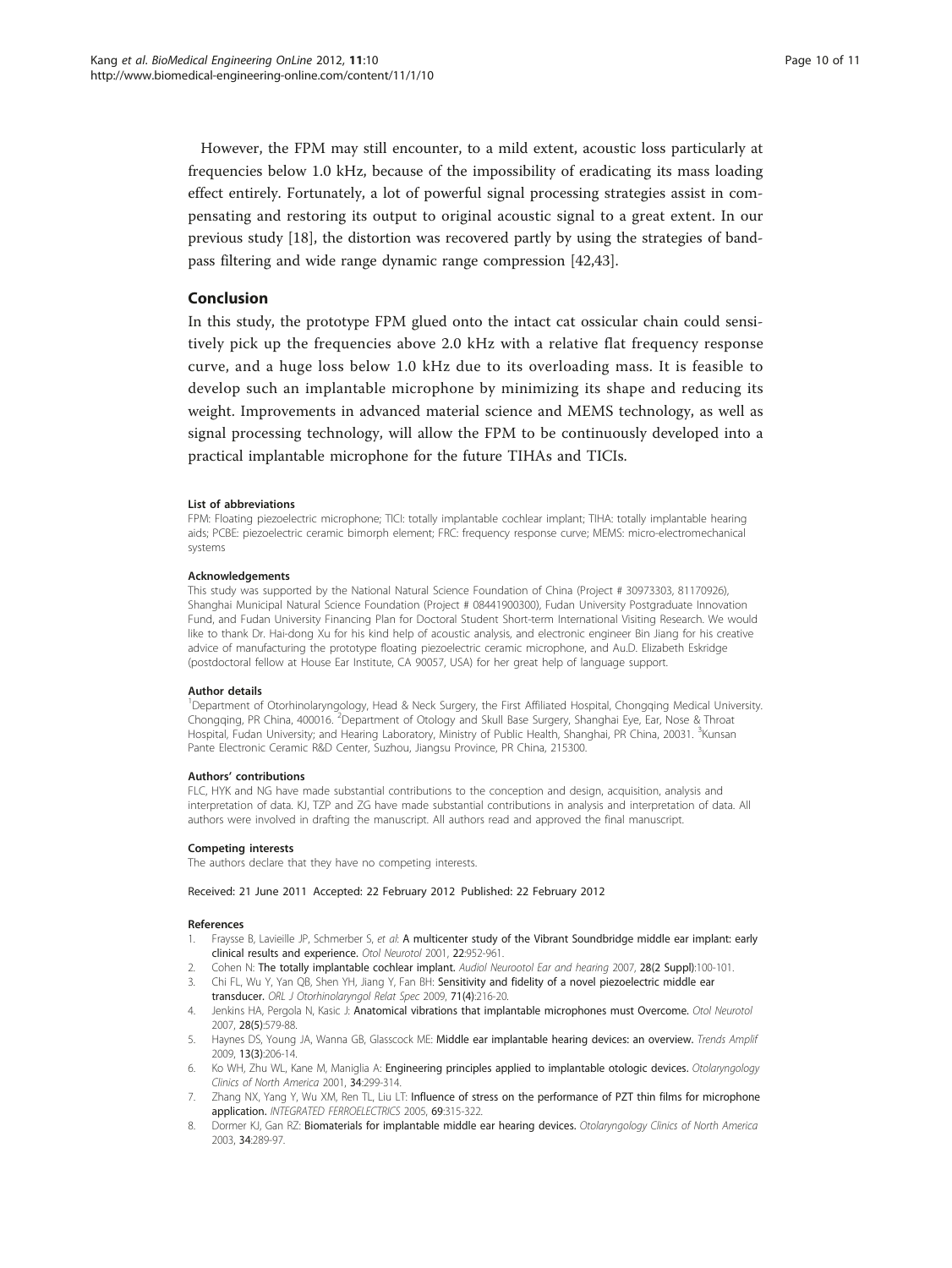However, the FPM may still encounter, to a mild extent, acoustic loss particularly at frequencies below 1.0 kHz, because of the impossibility of eradicating its mass loading effect entirely. Fortunately, a lot of powerful signal processing strategies assist in compensating and restoring its output to original acoustic signal to a great extent. In our previous study [18], the distortion was recovered partly by using the strategies of band-pass filtering and wide range dynamic range compression [42,43].

## Conclusion

In this study, the prototype FPM glued onto the intact cat ossicular chain could sensitively pick up the frequencies above 2.0 kHz with a relative flat frequency response curve, and a huge loss below 1.0 kHz due to its overloading mass. It is feasible to develop such an implantable microphone by minimizing its shape and reducing its weight. Improvements in advanced material science and MEMS technology, as well as signal processing technology, will allow the FPM to be continuously developed into a practical implantable microphone for the future TIHAs and TICIs.

#### List of abbreviations

FPM: Floating piezoelectric microphone; TICI: totally implantable cochlear implant; TIHA: totally implantable hearing aids; PCBE: piezoelectric ceramic bimorph element; FRC: frequency response curve; MEMS: micro-electromechanical systems

#### Acknowledgements

This study was supported by the National Natural Science Foundation of China (Project # 30973303, 81170926), Shanghai Municipal Natural Science Foundation (Project # 08441900300), Fudan University Postgraduate Innovation Fund, and Fudan University Financing Plan for Doctoral Student Short-term International Visiting Research. We would like to thank Dr. Hai-dong Xu for his kind help of acoustic analysis, and electronic engineer Bin Jiang for his creative advice of manufacturing the prototype floating piezoelectric ceramic microphone, and Au.D. Elizabeth Eskridge (postdoctoral fellow at House Ear Institute, CA 90057, USA) for her great help of language support.

#### Author details

[1]Department of Otorhinolaryngology, Head & Neck Surgery, the First Affiliated Hospital, Chongqing Medical University. Chongqing, PR China, 400016. [2]Department of Otology and Skull Base Surgery, Shanghai Eye, Ear, Nose & Throat Hospital, Fudan University; and Hearing Laboratory, Ministry of Public Health, Shanghai, PR China, 20031. [3]Kunsan Pante Electronic Ceramic R&D Center, Suzhou, Jiangsu Province, PR China, 215300.

#### Authors' contributions

FLC, HYK and NG have made substantial contributions to the conception and design, acquisition, analysis and interpretation of data. KJ, TZP and ZG have made substantial contributions in analysis and interpretation of data. All authors were involved in drafting the manuscript. All authors read and approved the final manuscript.

#### Competing interests

The authors declare that they have no competing interests.

Received: 21 June 2011 Accepted: 22 February 2012 Published: 22 February 2012

#### References

1. Fraysse B, Lavieille JP, Schmerber S, *et al*: **A multicenter study of the Vibrant Soundbridge middle ear implant: early clinical results and experience.** *Otol Neurotol* 2001, **22**:952-961.
2. Cohen N: **The totally implantable cochlear implant.** *Audiol Neurootol Ear and hearing* 2007, **28(2 Suppl)**:100-101.
3. Chi FL, Wu Y, Yan QB, Shen YH, Jiang Y, Fan BH: **Sensitivity and fidelity of a novel piezoelectric middle ear transducer.** *ORL J Otorhinolaryngol Relat Spec* 2009, **71(4)**:216-20.
4. Jenkins HA, Pergola N, Kasic J: **Anatomical vibrations that implantable microphones must Overcome.** *Otol Neurotol* 2007, **28(5)**:579-88.
5. Haynes DS, Young JA, Wanna GB, Glasscock ME: **Middle ear implantable hearing devices: an overview.** *Trends Amplif* 2009, **13(3)**:206-14.
6. Ko WH, Zhu WL, Kane M, Maniglia A: **Engineering principles applied to implantable otologic devices.** *Otolaryngology Clinics of North America* 2001, **34**:299-314.
7. Zhang NX, Yang Y, Wu XM, Ren TL, Liu LT: **Influence of stress on the performance of PZT thin films for microphone application.** *INTEGRATED FERROELECTRICS* 2005, **69**:315-322.
8. Dormer KJ, Gan RZ: **Biomaterials for implantable middle ear hearing devices.** *Otolaryngology Clinics of North America* 2003, **34**:289-97.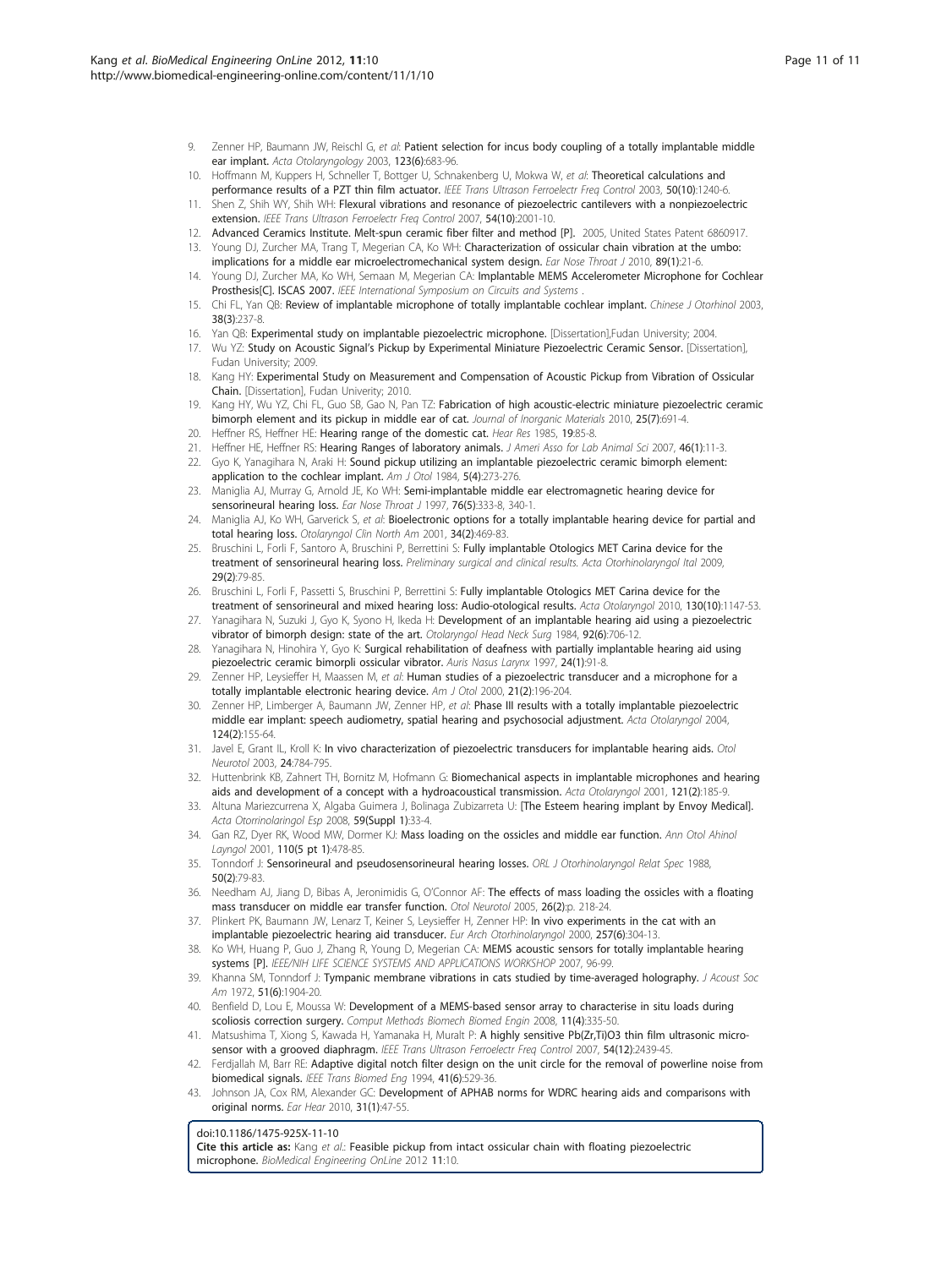9. Zenner HP, Baumann JW, Reischl G, *et al*: **Patient selection for incus body coupling of a totally implantable middle ear implant.** *Acta Otolaryngology* 2003, **123(6)**:683-96.
10. Hoffmann M, Kuppers H, Schneller T, Bottger U, Schnakenberg U, Mokwa W, *et al*: **Theoretical calculations and performance results of a PZT thin film actuator.** *IEEE Trans Ultrason Ferroelectr Freq Control* 2003, **50(10)**:1240-6.
11. Shen Z, Shih WY, Shih WH: **Flexural vibrations and resonance of piezoelectric cantilevers with a nonpiezoelectric extension.** *IEEE Trans Ultrason Ferroelectr Freq Control* 2007, **54(10)**:2001-10.
12. Advanced Ceramics Institute. **Melt-spun ceramic fiber filter and method [P].** 2005, United States Patent 6860917.
13. Young DJ, Zurcher MA, Trang T, Megerian CA, Ko WH: **Characterization of ossicular chain vibration at the umbo: implications for a middle ear microelectromechanical system design.** *Ear Nose Throat J* 2010, **89(1)**:21-6.
14. Young DJ, Zurcher MA, Ko WH, Semaan M, Megerian CA: **Implantable MEMS Accelerometer Microphone for Cochlear Prosthesis[C]. ISCAS 2007.** *IEEE International Symposium on Circuits and Systems* .
15. Chi FL, Yan QB: **Review of implantable microphone of totally implantable cochlear implant.** *Chinese J Otorhinol* 2003, **38(3)**:237-8.
16. Yan QB: **Experimental study on implantable piezoelectric microphone.** [Dissertation],Fudan University; 2004.
17. Wu YZ: **Study on Acoustic Signal's Pickup by Experimental Miniature Piezoelectric Ceramic Sensor.** [Dissertation], Fudan University; 2009.
18. Kang HY: **Experimental Study on Measurement and Compensation of Acoustic Pickup from Vibration of Ossicular Chain.** [Dissertation], Fudan Univerity; 2010.
19. Kang HY, Wu YZ, Chi FL, Guo SB, Gao N, Pan TZ: **Fabrication of high acoustic-electric miniature piezoelectric ceramic bimorph element and its pickup in middle ear of cat.** *Journal of Inorganic Materials* 2010, **25(7)**:691-4.
20. Heffner RS, Heffner HE: **Hearing range of the domestic cat.** *Hear Res* 1985, **19**:85-8.
21. Heffner HE, Heffner RS: **Hearing Ranges of laboratory animals.** *J Ameri Asso for Lab Animal Sci* 2007, **46(1)**:11-3.
22. Gyo K, Yanagihara N, Araki H: **Sound pickup utilizing an implantable piezoelectric ceramic bimorph element: application to the cochlear implant.** *Am J Otol* 1984, **5(4)**:273-276.
23. Maniglia AJ, Murray G, Arnold JE, Ko WH: **Semi-implantable middle ear electromagnetic hearing device for sensorineural hearing loss.** *Ear Nose Throat J* 1997, **76(5)**:333-8, 340-1.
24. Maniglia AJ, Ko WH, Garverick S, *et al*: **Bioelectronic options for a totally implantable hearing device for partial and total hearing loss.** *Otolaryngol Clin North Am* 2001, **34(2)**:469-83.
25. Bruschini L, Forli F, Santoro A, Bruschini P, Berrettini S: **Fully implantable Otologics MET Carina device for the treatment of sensorineural hearing loss.** *Preliminary surgical and clinical results. Acta Otorhinolaryngol Ital* 2009, **29(2)**:79-85.
26. Bruschini L, Forli F, Passetti S, Bruschini P, Berrettini S: **Fully implantable Otologics MET Carina device for the treatment of sensorineural and mixed hearing loss: Audio-otological results.** *Acta Otolaryngol* 2010, **130(10)**:1147-53.
27. Yanagihara N, Suzuki J, Gyo K, Syono H, Ikeda H: **Development of an implantable hearing aid using a piezoelectric vibrator of bimorph design: state of the art.** *Otolaryngol Head Neck Surg* 1984, **92(6)**:706-12.
28. Yanagihara N, Hinohira Y, Gyo K: **Surgical rehabilitation of deafness with partially implantable hearing aid using piezoelectric ceramic bimorpli ossicular vibrator.** *Auris Nasus Larynx* 1997, **24(1)**:91-8.
29. Zenner HP, Leysieffer H, Maassen M, *et al*: **Human studies of a piezoelectric transducer and a microphone for a totally implantable electronic hearing device.** *Am J Otol* 2000, **21(2)**:196-204.
30. Zenner HP, Limberger A, Baumann JW, Zenner HP, *et al*: **Phase III results with a totally implantable piezoelectric middle ear implant: speech audiometry, spatial hearing and psychosocial adjustment.** *Acta Otolaryngol* 2004, **124(2)**:155-64.
31. Javel E, Grant IL, Kroll K: **In vivo characterization of piezoelectric transducers for implantable hearing aids.** *Otol Neurotol* 2003, **24**:784-795.
32. Huttenbrink KB, Zahnert TH, Bornitz M, Hofmann G: **Biomechanical aspects in implantable microphones and hearing aids and development of a concept with a hydroacoustical transmission.** *Acta Otolaryngol* 2001, **121(2)**:185-9.
33. Altuna Mariezcurrena X, Algaba Guimera J, Bolinaga Zubizarreta U: **[The Esteem hearing implant by Envoy Medical].** *Acta Otorrinolaringol Esp* 2008, **59(Suppl 1)**:33-4.
34. Gan RZ, Dyer RK, Wood MW, Dormer KJ: **Mass loading on the ossicles and middle ear function.** *Ann Otol Ahinol Layngol* 2001, **110(5 pt 1)**:478-85.
35. Tonndorf J: **Sensorineural and pseudosensorineural hearing losses.** *ORL J Otorhinolaryngol Relat Spec* 1988, **50(2)**:79-83.
36. Needham AJ, Jiang D, Bibas A, Jeronimidis G, O'Connor AF: **The effects of mass loading the ossicles with a floating mass transducer on middle ear transfer function.** *Otol Neurotol* 2005, **26(2)**:p. 218-24.
37. Plinkert PK, Baumann JW, Lenarz T, Keiner S, Leysieffer H, Zenner HP: **In vivo experiments in the cat with an implantable piezoelectric hearing aid transducer.** *Eur Arch Otorhinolaryngol* 2000, **257(6)**:304-13.
38. Ko WH, Huang P, Guo J, Zhang R, Young D, Megerian CA: **MEMS acoustic sensors for totally implantable hearing systems [P].** *IEEE/NIH LIFE SCIENCE SYSTEMS AND APPLICATIONS WORKSHOP* 2007, 96-99.
39. Khanna SM, Tonndorf J: **Tympanic membrane vibrations in cats studied by time-averaged holography.** *J Acoust Soc Am* 1972, **51(6)**:1904-20.
40. Benfield D, Lou E, Moussa W: **Development of a MEMS-based sensor array to characterise in situ loads during scoliosis correction surgery.** *Comput Methods Biomech Biomed Engin* 2008, **11(4)**:335-50.
41. Matsushima T, Xiong S, Kawada H, Yamanaka H, Muralt P: **A highly sensitive Pb(Zr,Ti)O3 thin film ultrasonic micro-sensor with a grooved diaphragm.** *IEEE Trans Ultrason Ferroelectr Freq Control* 2007, **54(12)**:2439-45.
42. Ferdjallah M, Barr RE: **Adaptive digital notch filter design on the unit circle for the removal of powerline noise from biomedical signals.** *IEEE Trans Biomed Eng* 1994, **41(6)**:529-36.
43. Johnson JA, Cox RM, Alexander GC: **Development of APHAB norms for WDRC hearing aids and comparisons with original norms.** *Ear Hear* 2010, **31(1)**:47-55.

doi:10.1186/1475-925X-11-10
**Cite this article as:** Kang *et al.*: Feasible pickup from intact ossicular chain with floating piezoelectric microphone. *BioMedical Engineering OnLine* 2012 **11**:10.